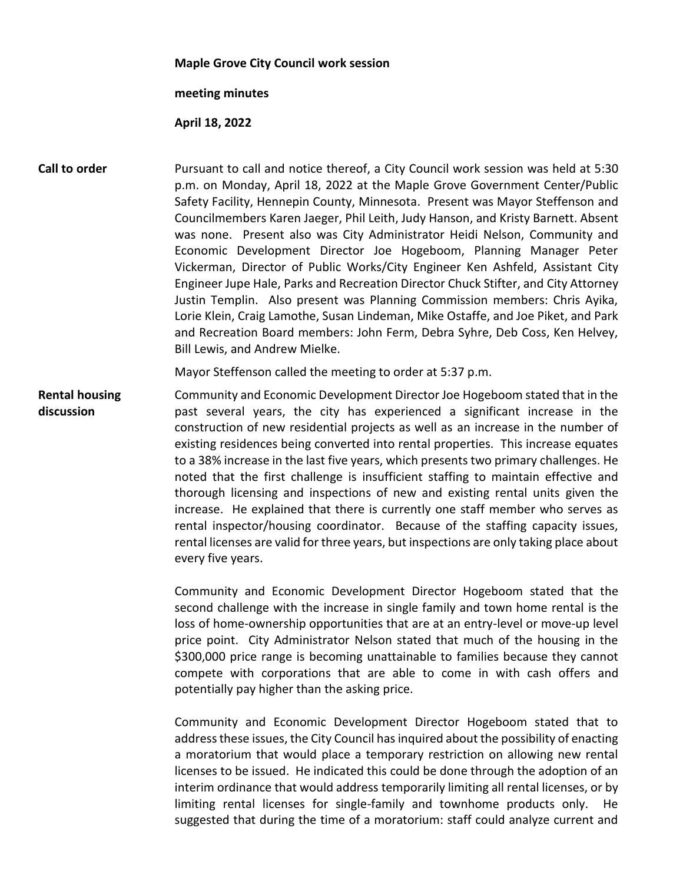**Maple Grove City Council work session**

**meeting minutes**

**April 18, 2022**

**Call to order**

Pursuant to call and notice thereof, a City Council work session was held at 5:30 p.m. on Monday, April 18, 2022 at the Maple Grove Government Center/Public Safety Facility, Hennepin County, Minnesota. Present was Mayor Steffenson and Councilmembers Karen Jaeger, Phil Leith, Judy Hanson, and Kristy Barnett. Absent was none. Present also was City Administrator Heidi Nelson, Community and Economic Development Director Joe Hogeboom, Planning Manager Peter Vickerman, Director of Public Works/City Engineer Ken Ashfeld, Assistant City Engineer Jupe Hale, Parks and Recreation Director Chuck Stifter, and City Attorney Justin Templin. Also present was Planning Commission members: Chris Ayika, Lorie Klein, Craig Lamothe, Susan Lindeman, Mike Ostaffe, and Joe Piket, and Park and Recreation Board members: John Ferm, Debra Syhre, Deb Coss, Ken Helvey, Bill Lewis, and Andrew Mielke.

Mayor Steffenson called the meeting to order at 5:37 p.m.

**Rental housing discussion**

Community and Economic Development Director Joe Hogeboom stated that in the past several years, the city has experienced a significant increase in the construction of new residential projects as well as an increase in the number of existing residences being converted into rental properties. This increase equates to a 38% increase in the last five years, which presents two primary challenges. He noted that the first challenge is insufficient staffing to maintain effective and thorough licensing and inspections of new and existing rental units given the increase. He explained that there is currently one staff member who serves as rental inspector/housing coordinator. Because of the staffing capacity issues, rental licenses are valid for three years, but inspections are only taking place about every five years.

Community and Economic Development Director Hogeboom stated that the second challenge with the increase in single family and town home rental is the loss of home-ownership opportunities that are at an entry-level or move-up level price point. City Administrator Nelson stated that much of the housing in the $300,000 price range is becoming unattainable to families because they cannot compete with corporations that are able to come in with cash offers and potentially pay higher than the asking price.

Community and Economic Development Director Hogeboom stated that to address these issues, the City Council has inquired about the possibility of enacting a moratorium that would place a temporary restriction on allowing new rental licenses to be issued. He indicated this could be done through the adoption of an interim ordinance that would address temporarily limiting all rental licenses, or by limiting rental licenses for single-family and townhome products only. He suggested that during the time of a moratorium: staff could analyze current and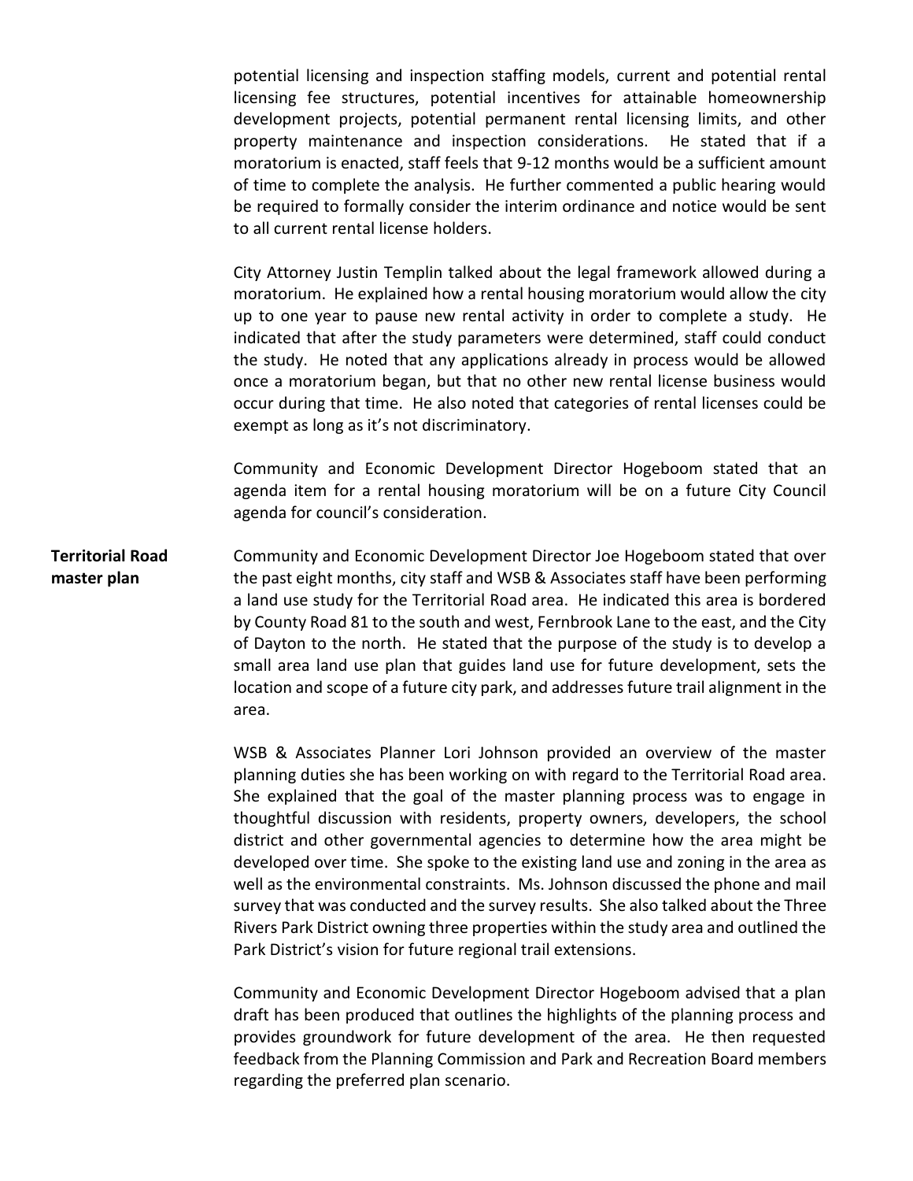potential licensing and inspection staffing models, current and potential rental licensing fee structures, potential incentives for attainable homeownership development projects, potential permanent rental licensing limits, and other property maintenance and inspection considerations. He stated that if a moratorium is enacted, staff feels that 9-12 months would be a sufficient amount of time to complete the analysis. He further commented a public hearing would be required to formally consider the interim ordinance and notice would be sent to all current rental license holders.

City Attorney Justin Templin talked about the legal framework allowed during a moratorium. He explained how a rental housing moratorium would allow the city up to one year to pause new rental activity in order to complete a study. He indicated that after the study parameters were determined, staff could conduct the study. He noted that any applications already in process would be allowed once a moratorium began, but that no other new rental license business would occur during that time. He also noted that categories of rental licenses could be exempt as long as it's not discriminatory.

Community and Economic Development Director Hogeboom stated that an agenda item for a rental housing moratorium will be on a future City Council agenda for council's consideration.

**Territorial Road master plan**

Community and Economic Development Director Joe Hogeboom stated that over the past eight months, city staff and WSB & Associates staff have been performing a land use study for the Territorial Road area. He indicated this area is bordered by County Road 81 to the south and west, Fernbrook Lane to the east, and the City of Dayton to the north. He stated that the purpose of the study is to develop a small area land use plan that guides land use for future development, sets the location and scope of a future city park, and addresses future trail alignment in the area.

WSB & Associates Planner Lori Johnson provided an overview of the master planning duties she has been working on with regard to the Territorial Road area. She explained that the goal of the master planning process was to engage in thoughtful discussion with residents, property owners, developers, the school district and other governmental agencies to determine how the area might be developed over time. She spoke to the existing land use and zoning in the area as well as the environmental constraints. Ms. Johnson discussed the phone and mail survey that was conducted and the survey results. She also talked about the Three Rivers Park District owning three properties within the study area and outlined the Park District's vision for future regional trail extensions.

Community and Economic Development Director Hogeboom advised that a plan draft has been produced that outlines the highlights of the planning process and provides groundwork for future development of the area. He then requested feedback from the Planning Commission and Park and Recreation Board members regarding the preferred plan scenario.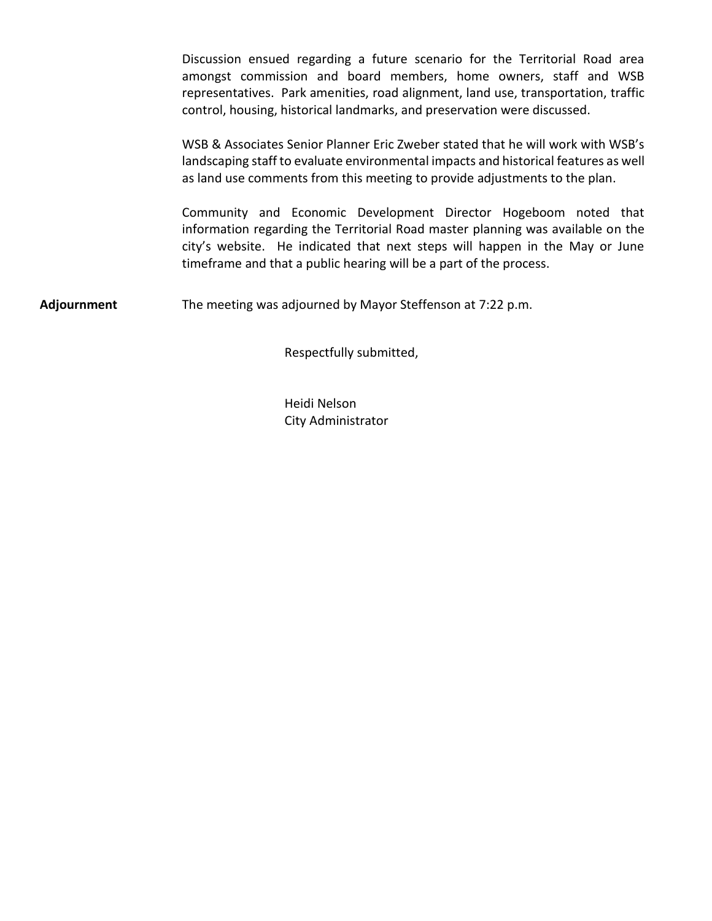Discussion ensued regarding a future scenario for the Territorial Road area amongst commission and board members, home owners, staff and WSB representatives. Park amenities, road alignment, land use, transportation, traffic control, housing, historical landmarks, and preservation were discussed.

WSB & Associates Senior Planner Eric Zweber stated that he will work with WSB's landscaping staff to evaluate environmental impacts and historical features as well as land use comments from this meeting to provide adjustments to the plan.

Community and Economic Development Director Hogeboom noted that information regarding the Territorial Road master planning was available on the city's website. He indicated that next steps will happen in the May or June timeframe and that a public hearing will be a part of the process.

**Adjournment** The meeting was adjourned by Mayor Steffenson at 7:22 p.m.

Respectfully submitted,

Heidi Nelson
City Administrator